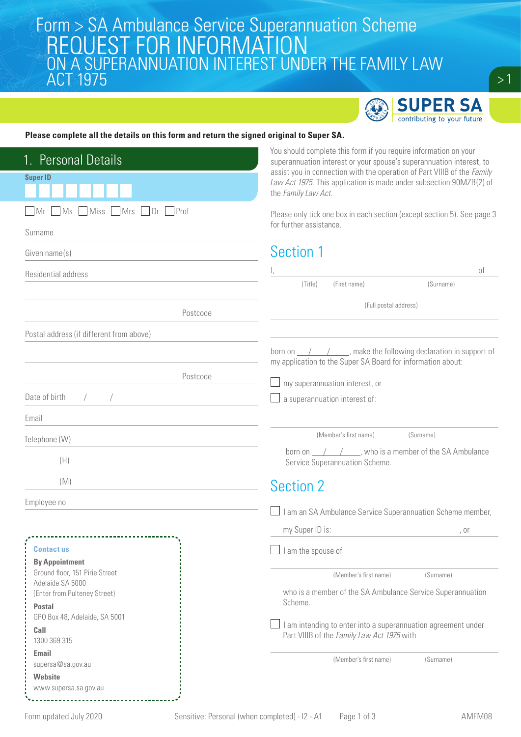# Form > SA Ambulance Service Superannuation Scheme

# REQUEST FOR INFORMATION ON A SUPERANNUATION INTEREST UNDER THE FAMILY LAW ACT 1975

SUPER SA
contributing to your future

**Please complete all the details on this form and return the signed original to Super SA.**

## 1. Personal Details

**Super ID**

☐ Mr ☐ Ms ☐ Miss ☐ Mrs ☐ Dr ☐ Prof

Surname

Given name(s)

Residential address

Postcode

Postal address (if different from above)

Postcode

Date of birth / /

Email

Telephone (W)

(H)

(M)

Employee no

**Contact us**

**By Appointment**
Ground floor, 151 Pirie Street
Adelaide SA 5000
(Enter from Pulteney Street)

**Postal**
GPO Box 48, Adelaide, SA 5001

**Call**
1300 369 315

**Email**
supersa@sa.gov.au

**Website**
www.supersa.sa.gov.au

You should complete this form if you require information on your superannuation interest or your spouse's superannuation interest, to assist you in connection with the operation of Part VIIIB of the *Family Law Act 1975*. This application is made under subsection 90MZB(2) of the *Family Law Act*.

Please only tick one box in each section (except section 5). See page 3 for further assistance.

## Section 1

I, ______________________________ of
(Title) (First name) (Surname)

(Full postal address)

born on ___/___/____, make the following declaration in support of my application to the Super SA Board for information about:

☐ my superannuation interest, or

☐ a superannuation interest of:

(Member's first name) (Surname)

born on ___/___/____, who is a member of the SA Ambulance Service Superannuation Scheme.

## Section 2

☐ I am an SA Ambulance Service Superannuation Scheme member,

my Super ID is: , or

☐ I am the spouse of

(Member's first name) (Surname)

who is a member of the SA Ambulance Service Superannuation Scheme.

☐ I am intending to enter into a superannuation agreement under Part VIIIB of the *Family Law Act 1975* with

(Member's first name) (Surname)

Form updated July 2020

Sensitive: Personal (when completed) - I2 - A1

AMFM08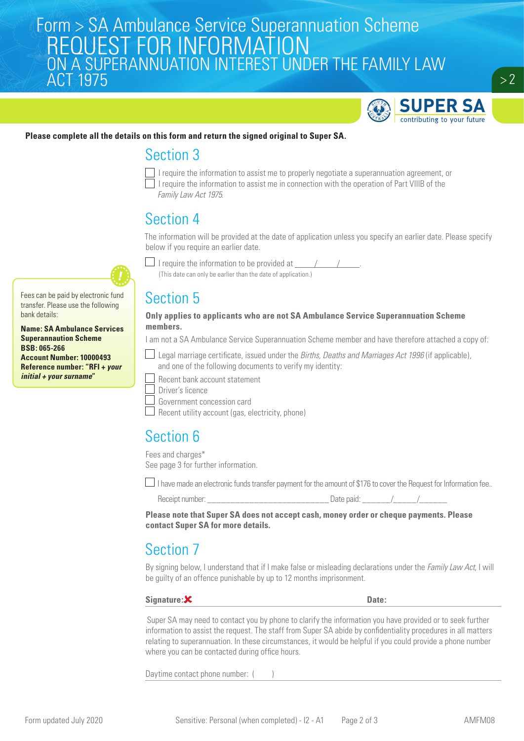Form > SA Ambulance Service Superannuation Scheme

# REQUEST FOR INFORMATION ON A SUPERANNUATION INTEREST UNDER THE FAMILY LAW ACT 1975

**Please complete all the details on this form and return the signed original to Super SA.**

## Section 3

☐ I require the information to assist me to properly negotiate a superannuation agreement, or

☐ I require the information to assist me in connection with the operation of Part VIIIB of the *Family Law Act 1975*.

## Section 4

The information will be provided at the date of application unless you specify an earlier date. Please specify below if you require an earlier date.

☐ I require the information to be provided at ____/____/_____.
(This date can only be earlier than the date of application.)

Fees can be paid by electronic fund transfer. Please use the following bank details:

**Name: SA Ambulance Services Superannaution Scheme**
**BSB: 065-266**
**Account Number: 10000493**
**Reference number: "RFI + *your initial + your surname*"**

## Section 5

**Only applies to applicants who are not SA Ambulance Service Superannuation Scheme members.**

I am not a SA Ambulance Service Superannuation Scheme member and have therefore attached a copy of:

☐ Legal marriage certificate, issued under the *Births, Deaths and Marriages Act 1996* (if applicable), and one of the following documents to verify my identity:

☐ Recent bank account statement
☐ Driver's licence
☐ Government concession card
☐ Recent utility account (gas, electricity, phone)

## Section 6

Fees and charges*
See page 3 for further information.

☐ I have made an electronic funds transfer payment for the amount of $176 to cover the Request for Information fee..

Receipt number: ____________________________ Date paid: _______/_____/_______

**Please note that Super SA does not accept cash, money order or cheque payments. Please contact Super SA for more details.**

## Section 7

By signing below, I understand that if I make false or misleading declarations under the *Family Law Act*, I will be guilty of an offence punishable by up to 12 months imprisonment.

**Signature:** ✗ **Date:**

Super SA may need to contact you by phone to clarify the information you have provided or to seek further information to assist the request. The staff from Super SA abide by confidentiality procedures in all matters relating to superannuation. In these circumstances, it would be helpful if you could provide a phone number where you can be contacted during office hours.

Daytime contact phone number: (     )

Form updated July 2020 | Sensitive: Personal (when completed) - I2 - A1 | AMFM08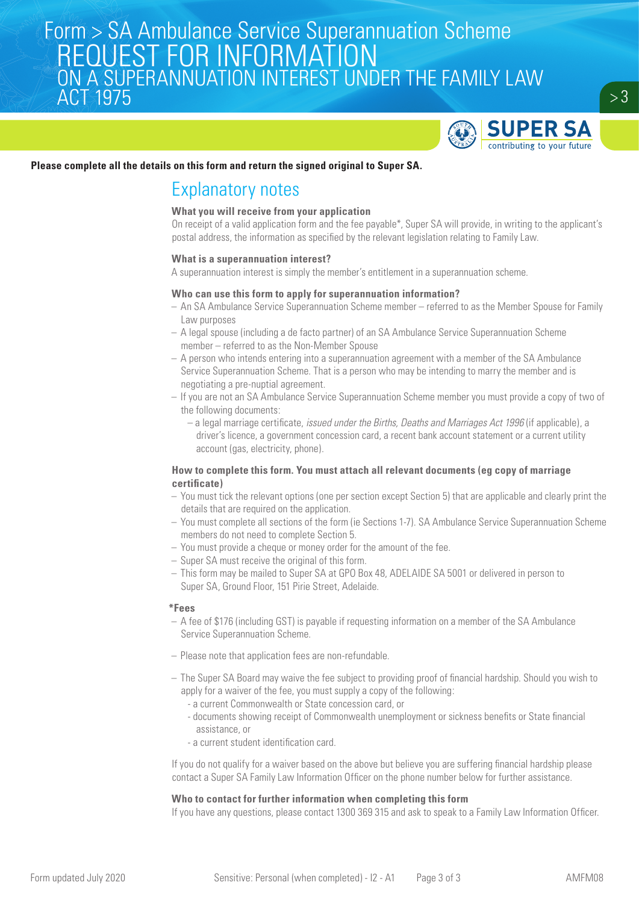# Form > SA Ambulance Service Superannuation Scheme

# REQUEST FOR INFORMATION ON A SUPERANNUATION INTEREST UNDER THE FAMILY LAW ACT 1975

**Please complete all the details on this form and return the signed original to Super SA.**

## Explanatory notes

**What you will receive from your application**

On receipt of a valid application form and the fee payable*, Super SA will provide, in writing to the applicant's postal address, the information as specified by the relevant legislation relating to Family Law.

**What is a superannuation interest?**

A superannuation interest is simply the member's entitlement in a superannuation scheme.

**Who can use this form to apply for superannuation information?**

- An SA Ambulance Service Superannuation Scheme member – referred to as the Member Spouse for Family Law purposes
- A legal spouse (including a de facto partner) of an SA Ambulance Service Superannuation Scheme member – referred to as the Non-Member Spouse
- A person who intends entering into a superannuation agreement with a member of the SA Ambulance Service Superannuation Scheme. That is a person who may be intending to marry the member and is negotiating a pre-nuptial agreement.
- If you are not an SA Ambulance Service Superannuation Scheme member you must provide a copy of two of the following documents:
  - a legal marriage certificate, *issued under the Births, Deaths and Marriages Act 1996* (if applicable), a driver's licence, a government concession card, a recent bank account statement or a current utility account (gas, electricity, phone).

**How to complete this form. You must attach all relevant documents (eg copy of marriage certificate)**

- You must tick the relevant options (one per section except Section 5) that are applicable and clearly print the details that are required on the application.
- You must complete all sections of the form (ie Sections 1-7). SA Ambulance Service Superannuation Scheme members do not need to complete Section 5.
- You must provide a cheque or money order for the amount of the fee.
- Super SA must receive the original of this form.
- This form may be mailed to Super SA at GPO Box 48, ADELAIDE SA 5001 or delivered in person to Super SA, Ground Floor, 151 Pirie Street, Adelaide.

**\*Fees**

- A fee of $176 (including GST) is payable if requesting information on a member of the SA Ambulance Service Superannuation Scheme.
- Please note that application fees are non-refundable.
- The Super SA Board may waive the fee subject to providing proof of financial hardship. Should you wish to apply for a waiver of the fee, you must supply a copy of the following:
  - a current Commonwealth or State concession card, or
  - documents showing receipt of Commonwealth unemployment or sickness benefits or State financial assistance, or
  - a current student identification card.

If you do not qualify for a waiver based on the above but believe you are suffering financial hardship please contact a Super SA Family Law Information Officer on the phone number below for further assistance.

**Who to contact for further information when completing this form**

If you have any questions, please contact 1300 369 315 and ask to speak to a Family Law Information Officer.

Form updated July 2020 | Sensitive: Personal (when completed) - I2 - A1 | AMFM08